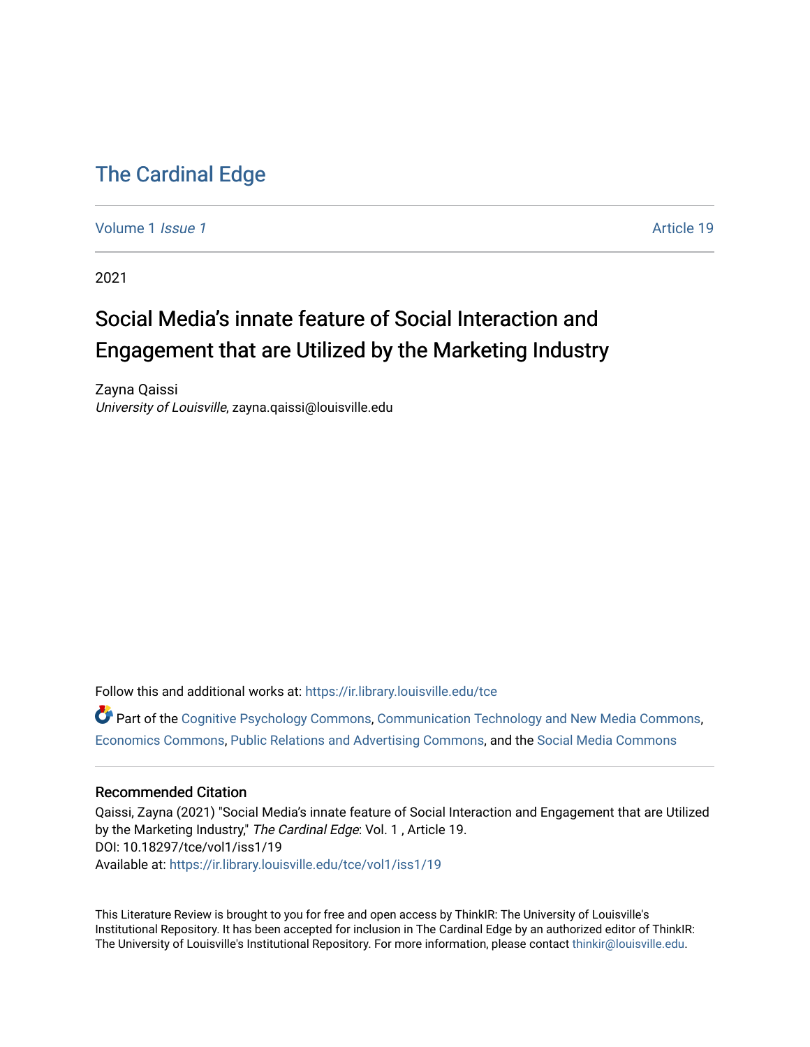# The Cardinal Edge

Volume 1 *Issue 1* Article 19

2021

## Social Media's innate feature of Social Interaction and Engagement that are Utilized by the Marketing Industry

Zayna Qaissi
*University of Louisville*, zayna.qaissi@louisville.edu

Follow this and additional works at: https://ir.library.louisville.edu/tce

Part of the Cognitive Psychology Commons, Communication Technology and New Media Commons, Economics Commons, Public Relations and Advertising Commons, and the Social Media Commons

### Recommended Citation

Qaissi, Zayna (2021) "Social Media's innate feature of Social Interaction and Engagement that are Utilized by the Marketing Industry," *The Cardinal Edge*: Vol. 1 , Article 19.
DOI: 10.18297/tce/vol1/iss1/19
Available at: https://ir.library.louisville.edu/tce/vol1/iss1/19

This Literature Review is brought to you for free and open access by ThinkIR: The University of Louisville's Institutional Repository. It has been accepted for inclusion in The Cardinal Edge by an authorized editor of ThinkIR: The University of Louisville's Institutional Repository. For more information, please contact thinkir@louisville.edu.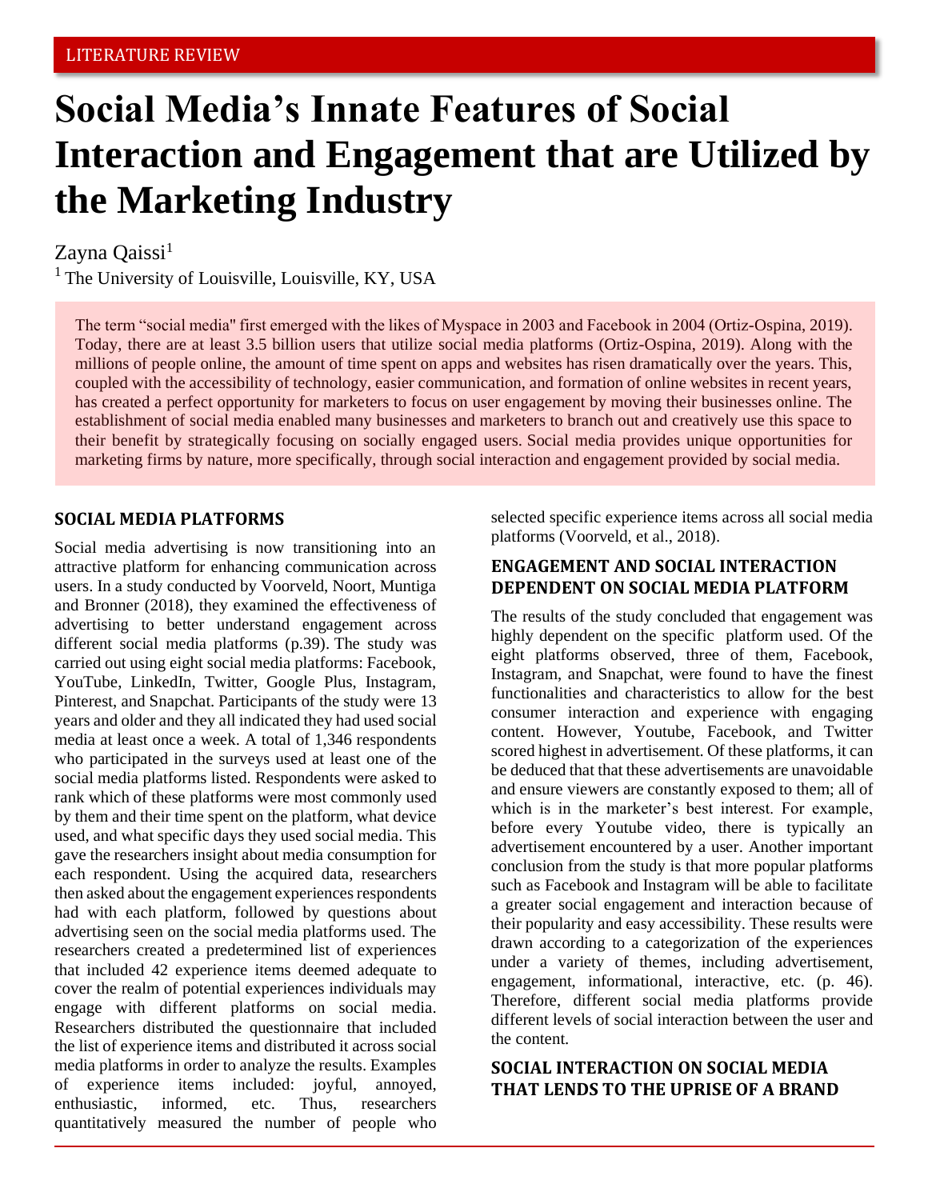LITERATURE REVIEW

# Social Media's Innate Features of Social Interaction and Engagement that are Utilized by the Marketing Industry

Zayna Qaissi[1]

[1] The University of Louisville, Louisville, KY, USA

The term "social media" first emerged with the likes of Myspace in 2003 and Facebook in 2004 (Ortiz-Ospina, 2019). Today, there are at least 3.5 billion users that utilize social media platforms (Ortiz-Ospina, 2019). Along with the millions of people online, the amount of time spent on apps and websites has risen dramatically over the years. This, coupled with the accessibility of technology, easier communication, and formation of online websites in recent years, has created a perfect opportunity for marketers to focus on user engagement by moving their businesses online. The establishment of social media enabled many businesses and marketers to branch out and creatively use this space to their benefit by strategically focusing on socially engaged users. Social media provides unique opportunities for marketing firms by nature, more specifically, through social interaction and engagement provided by social media.

## SOCIAL MEDIA PLATFORMS

Social media advertising is now transitioning into an attractive platform for enhancing communication across users. In a study conducted by Voorveld, Noort, Muntiga and Bronner (2018), they examined the effectiveness of advertising to better understand engagement across different social media platforms (p.39). The study was carried out using eight social media platforms: Facebook, YouTube, LinkedIn, Twitter, Google Plus, Instagram, Pinterest, and Snapchat. Participants of the study were 13 years and older and they all indicated they had used social media at least once a week. A total of 1,346 respondents who participated in the surveys used at least one of the social media platforms listed. Respondents were asked to rank which of these platforms were most commonly used by them and their time spent on the platform, what device used, and what specific days they used social media. This gave the researchers insight about media consumption for each respondent. Using the acquired data, researchers then asked about the engagement experiences respondents had with each platform, followed by questions about advertising seen on the social media platforms used. The researchers created a predetermined list of experiences that included 42 experience items deemed adequate to cover the realm of potential experiences individuals may engage with different platforms on social media. Researchers distributed the questionnaire that included the list of experience items and distributed it across social media platforms in order to analyze the results. Examples of experience items included: joyful, annoyed, enthusiastic, informed, etc. Thus, researchers quantitatively measured the number of people who selected specific experience items across all social media platforms (Voorveld, et al., 2018).

## ENGAGEMENT AND SOCIAL INTERACTION DEPENDENT ON SOCIAL MEDIA PLATFORM

The results of the study concluded that engagement was highly dependent on the specific platform used. Of the eight platforms observed, three of them, Facebook, Instagram, and Snapchat, were found to have the finest functionalities and characteristics to allow for the best consumer interaction and experience with engaging content. However, Youtube, Facebook, and Twitter scored highest in advertisement. Of these platforms, it can be deduced that that these advertisements are unavoidable and ensure viewers are constantly exposed to them; all of which is in the marketer's best interest. For example, before every Youtube video, there is typically an advertisement encountered by a user. Another important conclusion from the study is that more popular platforms such as Facebook and Instagram will be able to facilitate a greater social engagement and interaction because of their popularity and easy accessibility. These results were drawn according to a categorization of the experiences under a variety of themes, including advertisement, engagement, informational, interactive, etc. (p. 46). Therefore, different social media platforms provide different levels of social interaction between the user and the content.

## SOCIAL INTERACTION ON SOCIAL MEDIA THAT LENDS TO THE UPRISE OF A BRAND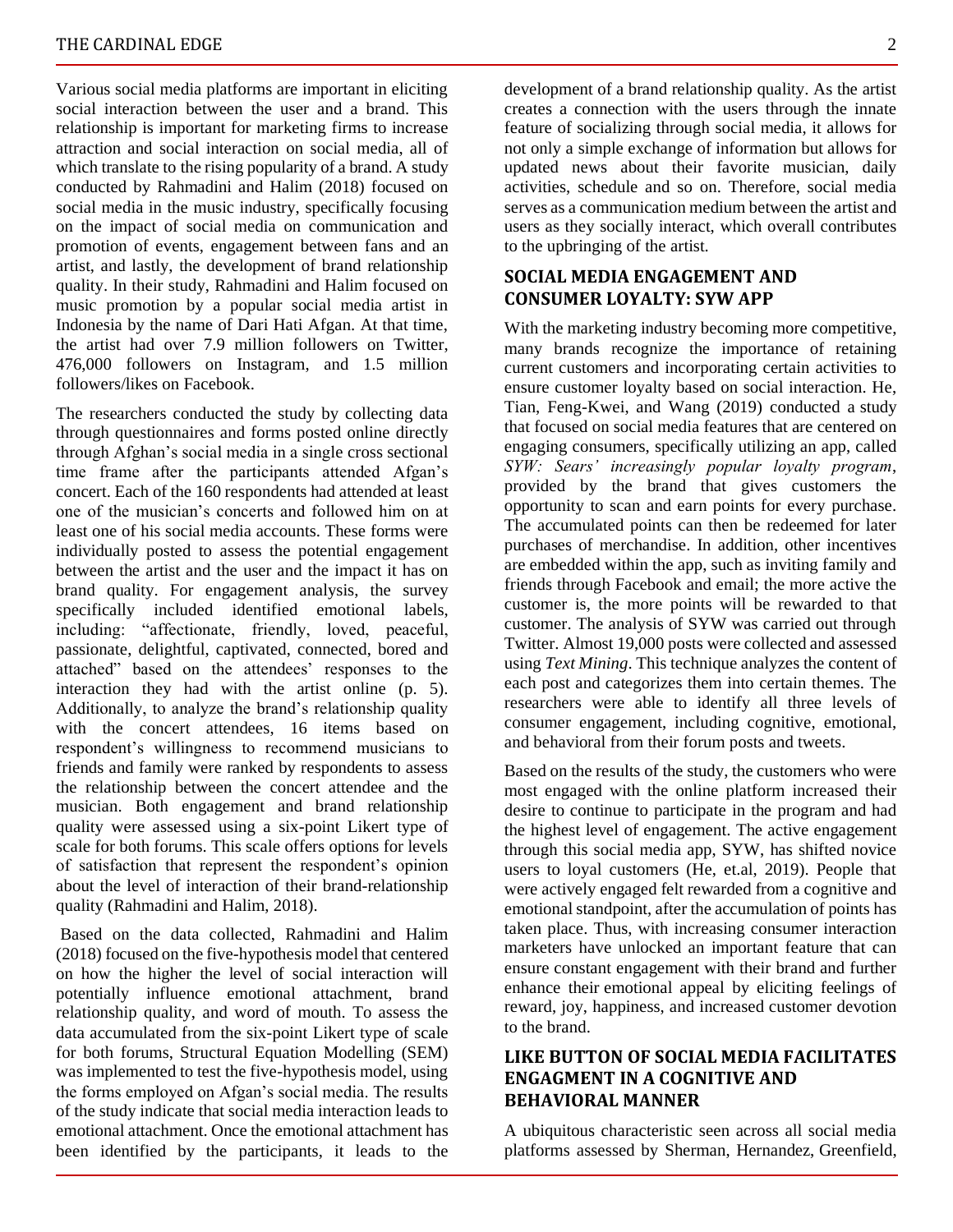Various social media platforms are important in eliciting social interaction between the user and a brand. This relationship is important for marketing firms to increase attraction and social interaction on social media, all of which translate to the rising popularity of a brand. A study conducted by Rahmadini and Halim (2018) focused on social media in the music industry, specifically focusing on the impact of social media on communication and promotion of events, engagement between fans and an artist, and lastly, the development of brand relationship quality. In their study, Rahmadini and Halim focused on music promotion by a popular social media artist in Indonesia by the name of Dari Hati Afgan. At that time, the artist had over 7.9 million followers on Twitter, 476,000 followers on Instagram, and 1.5 million followers/likes on Facebook.

The researchers conducted the study by collecting data through questionnaires and forms posted online directly through Afghan's social media in a single cross sectional time frame after the participants attended Afgan's concert. Each of the 160 respondents had attended at least one of the musician's concerts and followed him on at least one of his social media accounts. These forms were individually posted to assess the potential engagement between the artist and the user and the impact it has on brand quality. For engagement analysis, the survey specifically included identified emotional labels, including: "affectionate, friendly, loved, peaceful, passionate, delightful, captivated, connected, bored and attached" based on the attendees' responses to the interaction they had with the artist online (p. 5). Additionally, to analyze the brand's relationship quality with the concert attendees, 16 items based on respondent's willingness to recommend musicians to friends and family were ranked by respondents to assess the relationship between the concert attendee and the musician. Both engagement and brand relationship quality were assessed using a six-point Likert type of scale for both forums. This scale offers options for levels of satisfaction that represent the respondent's opinion about the level of interaction of their brand-relationship quality (Rahmadini and Halim, 2018).

Based on the data collected, Rahmadini and Halim (2018) focused on the five-hypothesis model that centered on how the higher the level of social interaction will potentially influence emotional attachment, brand relationship quality, and word of mouth. To assess the data accumulated from the six-point Likert type of scale for both forums, Structural Equation Modelling (SEM) was implemented to test the five-hypothesis model, using the forms employed on Afgan's social media. The results of the study indicate that social media interaction leads to emotional attachment. Once the emotional attachment has been identified by the participants, it leads to the development of a brand relationship quality. As the artist creates a connection with the users through the innate feature of socializing through social media, it allows for not only a simple exchange of information but allows for updated news about their favorite musician, daily activities, schedule and so on. Therefore, social media serves as a communication medium between the artist and users as they socially interact, which overall contributes to the upbringing of the artist.

## SOCIAL MEDIA ENGAGEMENT AND CONSUMER LOYALTY: SYW APP

With the marketing industry becoming more competitive, many brands recognize the importance of retaining current customers and incorporating certain activities to ensure customer loyalty based on social interaction. He, Tian, Feng-Kwei, and Wang (2019) conducted a study that focused on social media features that are centered on engaging consumers, specifically utilizing an app, called *SYW: Sears' increasingly popular loyalty program*, provided by the brand that gives customers the opportunity to scan and earn points for every purchase. The accumulated points can then be redeemed for later purchases of merchandise. In addition, other incentives are embedded within the app, such as inviting family and friends through Facebook and email; the more active the customer is, the more points will be rewarded to that customer. The analysis of SYW was carried out through Twitter. Almost 19,000 posts were collected and assessed using *Text Mining*. This technique analyzes the content of each post and categorizes them into certain themes. The researchers were able to identify all three levels of consumer engagement, including cognitive, emotional, and behavioral from their forum posts and tweets.

Based on the results of the study, the customers who were most engaged with the online platform increased their desire to continue to participate in the program and had the highest level of engagement. The active engagement through this social media app, SYW, has shifted novice users to loyal customers (He, et.al, 2019). People that were actively engaged felt rewarded from a cognitive and emotional standpoint, after the accumulation of points has taken place. Thus, with increasing consumer interaction marketers have unlocked an important feature that can ensure constant engagement with their brand and further enhance their emotional appeal by eliciting feelings of reward, joy, happiness, and increased customer devotion to the brand.

## LIKE BUTTON OF SOCIAL MEDIA FACILITATES ENGAGMENT IN A COGNITIVE AND BEHAVIORAL MANNER

A ubiquitous characteristic seen across all social media platforms assessed by Sherman, Hernandez, Greenfield,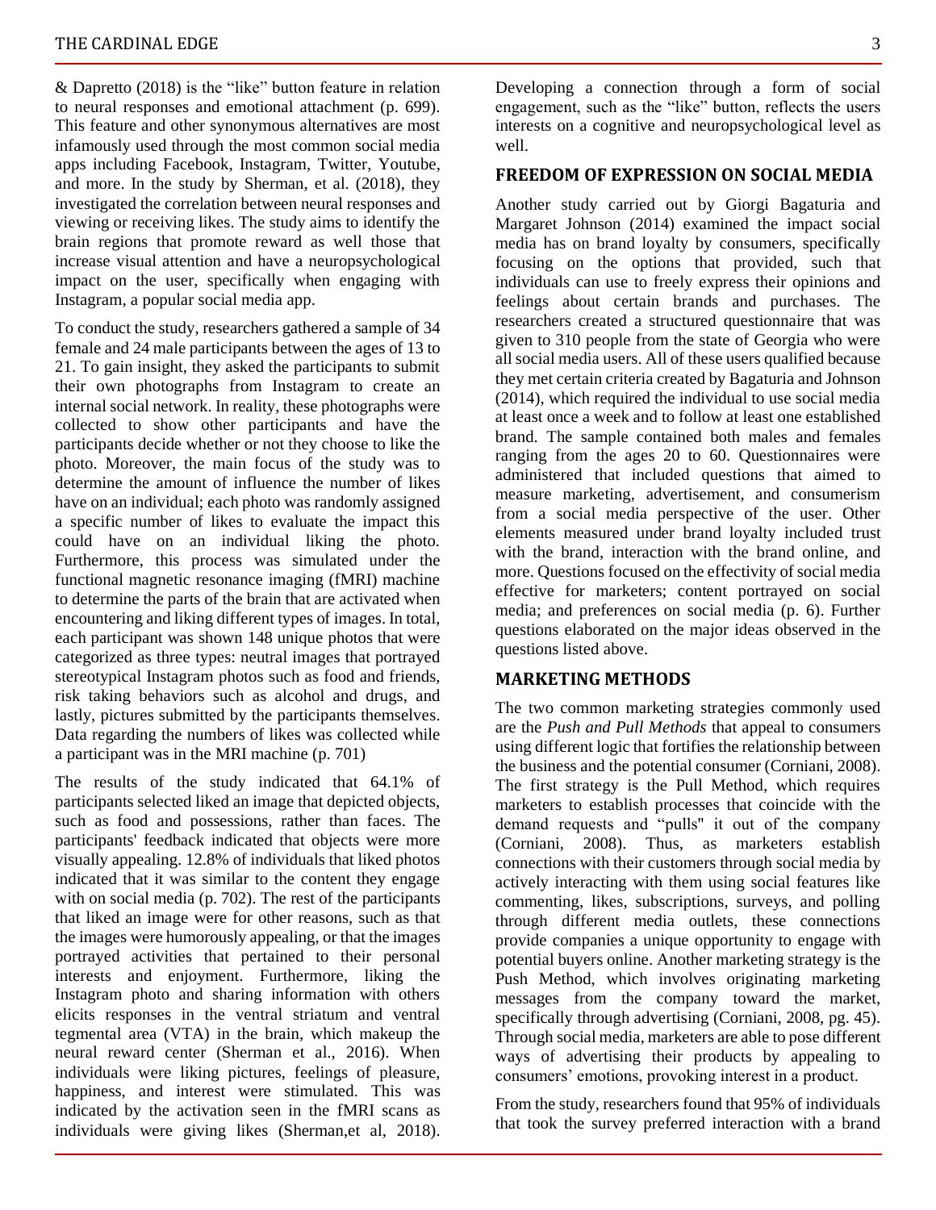& Dapretto (2018) is the "like" button feature in relation to neural responses and emotional attachment (p. 699). This feature and other synonymous alternatives are most infamously used through the most common social media apps including Facebook, Instagram, Twitter, Youtube, and more. In the study by Sherman, et al. (2018), they investigated the correlation between neural responses and viewing or receiving likes. The study aims to identify the brain regions that promote reward as well those that increase visual attention and have a neuropsychological impact on the user, specifically when engaging with Instagram, a popular social media app.

To conduct the study, researchers gathered a sample of 34 female and 24 male participants between the ages of 13 to 21. To gain insight, they asked the participants to submit their own photographs from Instagram to create an internal social network. In reality, these photographs were collected to show other participants and have the participants decide whether or not they choose to like the photo. Moreover, the main focus of the study was to determine the amount of influence the number of likes have on an individual; each photo was randomly assigned a specific number of likes to evaluate the impact this could have on an individual liking the photo. Furthermore, this process was simulated under the functional magnetic resonance imaging (fMRI) machine to determine the parts of the brain that are activated when encountering and liking different types of images. In total, each participant was shown 148 unique photos that were categorized as three types: neutral images that portrayed stereotypical Instagram photos such as food and friends, risk taking behaviors such as alcohol and drugs, and lastly, pictures submitted by the participants themselves. Data regarding the numbers of likes was collected while a participant was in the MRI machine (p. 701)

The results of the study indicated that 64.1% of participants selected liked an image that depicted objects, such as food and possessions, rather than faces. The participants' feedback indicated that objects were more visually appealing. 12.8% of individuals that liked photos indicated that it was similar to the content they engage with on social media (p. 702). The rest of the participants that liked an image were for other reasons, such as that the images were humorously appealing, or that the images portrayed activities that pertained to their personal interests and enjoyment. Furthermore, liking the Instagram photo and sharing information with others elicits responses in the ventral striatum and ventral tegmental area (VTA) in the brain, which makeup the neural reward center (Sherman et al., 2016). When individuals were liking pictures, feelings of pleasure, happiness, and interest were stimulated. This was indicated by the activation seen in the fMRI scans as individuals were giving likes (Sherman,et al, 2018). Developing a connection through a form of social engagement, such as the "like" button, reflects the users interests on a cognitive and neuropsychological level as well.

## FREEDOM OF EXPRESSION ON SOCIAL MEDIA

Another study carried out by Giorgi Bagaturia and Margaret Johnson (2014) examined the impact social media has on brand loyalty by consumers, specifically focusing on the options that provided, such that individuals can use to freely express their opinions and feelings about certain brands and purchases. The researchers created a structured questionnaire that was given to 310 people from the state of Georgia who were all social media users. All of these users qualified because they met certain criteria created by Bagaturia and Johnson (2014), which required the individual to use social media at least once a week and to follow at least one established brand. The sample contained both males and females ranging from the ages 20 to 60. Questionnaires were administered that included questions that aimed to measure marketing, advertisement, and consumerism from a social media perspective of the user. Other elements measured under brand loyalty included trust with the brand, interaction with the brand online, and more. Questions focused on the effectivity of social media effective for marketers; content portrayed on social media; and preferences on social media (p. 6). Further questions elaborated on the major ideas observed in the questions listed above.

## MARKETING METHODS

The two common marketing strategies commonly used are the *Push and Pull Methods* that appeal to consumers using different logic that fortifies the relationship between the business and the potential consumer (Corniani, 2008). The first strategy is the Pull Method, which requires marketers to establish processes that coincide with the demand requests and "pulls" it out of the company (Corniani, 2008). Thus, as marketers establish connections with their customers through social media by actively interacting with them using social features like commenting, likes, subscriptions, surveys, and polling through different media outlets, these connections provide companies a unique opportunity to engage with potential buyers online. Another marketing strategy is the Push Method, which involves originating marketing messages from the company toward the market, specifically through advertising (Corniani, 2008, pg. 45). Through social media, marketers are able to pose different ways of advertising their products by appealing to consumers' emotions, provoking interest in a product.

From the study, researchers found that 95% of individuals that took the survey preferred interaction with a brand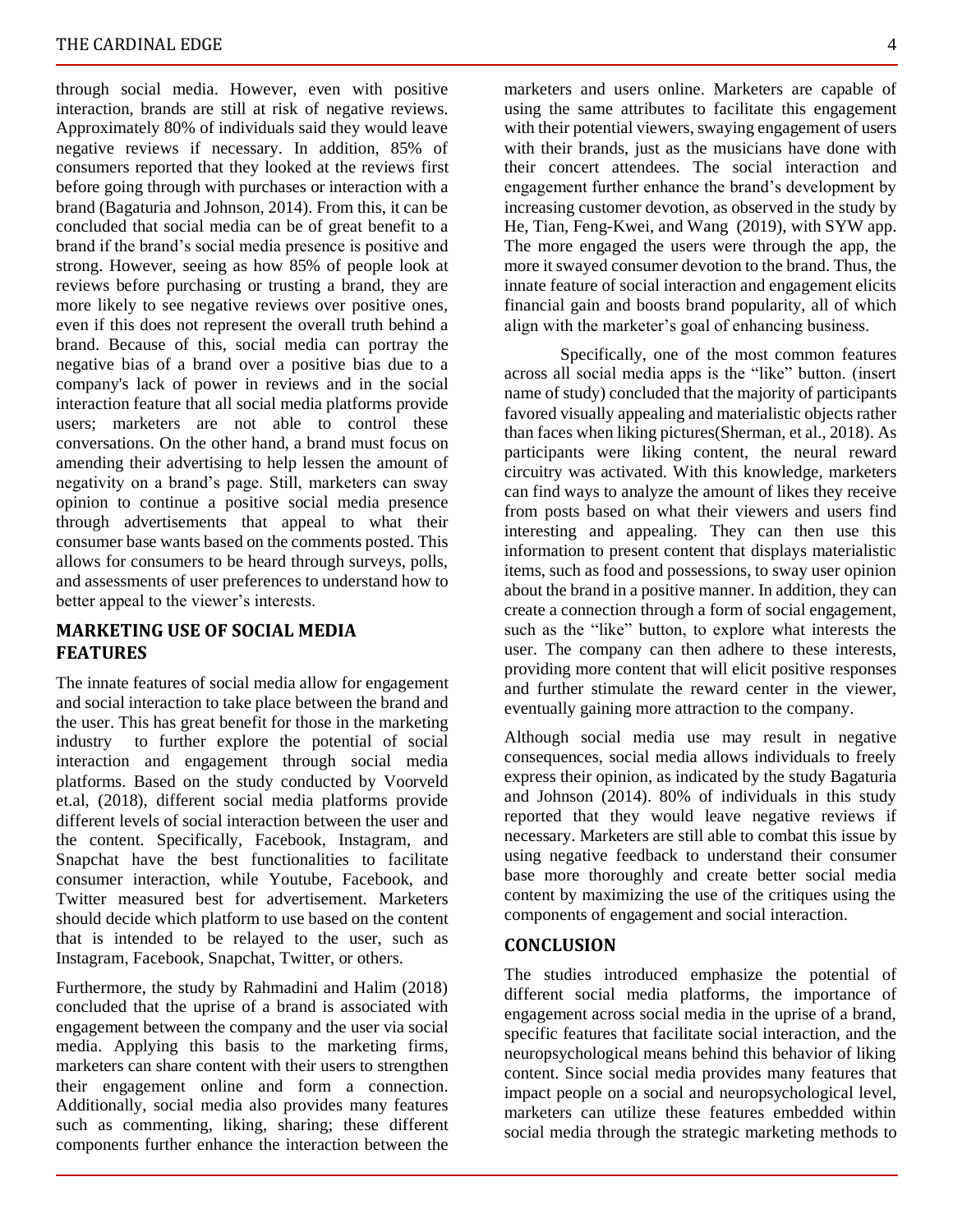through social media. However, even with positive interaction, brands are still at risk of negative reviews. Approximately 80% of individuals said they would leave negative reviews if necessary. In addition, 85% of consumers reported that they looked at the reviews first before going through with purchases or interaction with a brand (Bagaturia and Johnson, 2014). From this, it can be concluded that social media can be of great benefit to a brand if the brand's social media presence is positive and strong. However, seeing as how 85% of people look at reviews before purchasing or trusting a brand, they are more likely to see negative reviews over positive ones, even if this does not represent the overall truth behind a brand. Because of this, social media can portray the negative bias of a brand over a positive bias due to a company's lack of power in reviews and in the social interaction feature that all social media platforms provide users; marketers are not able to control these conversations. On the other hand, a brand must focus on amending their advertising to help lessen the amount of negativity on a brand's page. Still, marketers can sway opinion to continue a positive social media presence through advertisements that appeal to what their consumer base wants based on the comments posted. This allows for consumers to be heard through surveys, polls, and assessments of user preferences to understand how to better appeal to the viewer's interests.

## MARKETING USE OF SOCIAL MEDIA FEATURES

The innate features of social media allow for engagement and social interaction to take place between the brand and the user. This has great benefit for those in the marketing industry to further explore the potential of social interaction and engagement through social media platforms. Based on the study conducted by Voorveld et.al, (2018), different social media platforms provide different levels of social interaction between the user and the content. Specifically, Facebook, Instagram, and Snapchat have the best functionalities to facilitate consumer interaction, while Youtube, Facebook, and Twitter measured best for advertisement. Marketers should decide which platform to use based on the content that is intended to be relayed to the user, such as Instagram, Facebook, Snapchat, Twitter, or others.

Furthermore, the study by Rahmadini and Halim (2018) concluded that the uprise of a brand is associated with engagement between the company and the user via social media. Applying this basis to the marketing firms, marketers can share content with their users to strengthen their engagement online and form a connection. Additionally, social media also provides many features such as commenting, liking, sharing; these different components further enhance the interaction between the marketers and users online. Marketers are capable of using the same attributes to facilitate this engagement with their potential viewers, swaying engagement of users with their brands, just as the musicians have done with their concert attendees. The social interaction and engagement further enhance the brand's development by increasing customer devotion, as observed in the study by He, Tian, Feng-Kwei, and Wang (2019), with SYW app. The more engaged the users were through the app, the more it swayed consumer devotion to the brand. Thus, the innate feature of social interaction and engagement elicits financial gain and boosts brand popularity, all of which align with the marketer's goal of enhancing business.

Specifically, one of the most common features across all social media apps is the "like" button. (insert name of study) concluded that the majority of participants favored visually appealing and materialistic objects rather than faces when liking pictures(Sherman, et al., 2018). As participants were liking content, the neural reward circuitry was activated. With this knowledge, marketers can find ways to analyze the amount of likes they receive from posts based on what their viewers and users find interesting and appealing. They can then use this information to present content that displays materialistic items, such as food and possessions, to sway user opinion about the brand in a positive manner. In addition, they can create a connection through a form of social engagement, such as the "like" button, to explore what interests the user. The company can then adhere to these interests, providing more content that will elicit positive responses and further stimulate the reward center in the viewer, eventually gaining more attraction to the company.

Although social media use may result in negative consequences, social media allows individuals to freely express their opinion, as indicated by the study Bagaturia and Johnson (2014). 80% of individuals in this study reported that they would leave negative reviews if necessary. Marketers are still able to combat this issue by using negative feedback to understand their consumer base more thoroughly and create better social media content by maximizing the use of the critiques using the components of engagement and social interaction.

## CONCLUSION

The studies introduced emphasize the potential of different social media platforms, the importance of engagement across social media in the uprise of a brand, specific features that facilitate social interaction, and the neuropsychological means behind this behavior of liking content. Since social media provides many features that impact people on a social and neuropsychological level, marketers can utilize these features embedded within social media through the strategic marketing methods to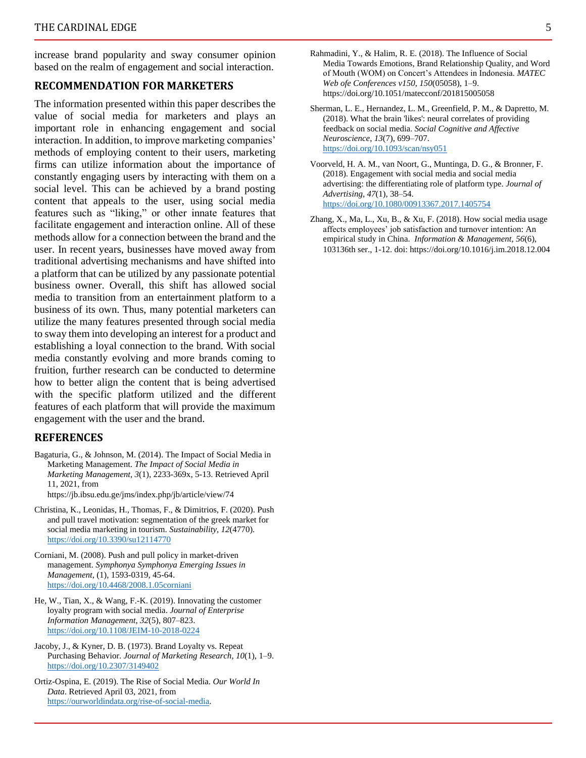increase brand popularity and sway consumer opinion based on the realm of engagement and social interaction.

## RECOMMENDATION FOR MARKETERS

The information presented within this paper describes the value of social media for marketers and plays an important role in enhancing engagement and social interaction. In addition, to improve marketing companies' methods of employing content to their users, marketing firms can utilize information about the importance of constantly engaging users by interacting with them on a social level. This can be achieved by a brand posting content that appeals to the user, using social media features such as "liking," or other innate features that facilitate engagement and interaction online. All of these methods allow for a connection between the brand and the user. In recent years, businesses have moved away from traditional advertising mechanisms and have shifted into a platform that can be utilized by any passionate potential business owner. Overall, this shift has allowed social media to transition from an entertainment platform to a business of its own. Thus, many potential marketers can utilize the many features presented through social media to sway them into developing an interest for a product and establishing a loyal connection to the brand. With social media constantly evolving and more brands coming to fruition, further research can be conducted to determine how to better align the content that is being advertised with the specific platform utilized and the different features of each platform that will provide the maximum engagement with the user and the brand.

## REFERENCES

Bagaturia, G., & Johnson, M. (2014). The Impact of Social Media in Marketing Management. *The Impact of Social Media in Marketing Management*, *3*(1), 2233-369x, 5-13. Retrieved April 11, 2021, from https://jb.ibsu.edu.ge/jms/index.php/jb/article/view/74

Christina, K., Leonidas, H., Thomas, F., & Dimitrios, F. (2020). Push and pull travel motivation: segmentation of the greek market for social media marketing in tourism. *Sustainability*, *12*(4770). https://doi.org/10.3390/su12114770

Corniani, M. (2008). Push and pull policy in market-driven management. *Symphonya Symphonya Emerging Issues in Management*, (1), 1593-0319, 45-64. https://doi.org/10.4468/2008.1.05corniani

He, W., Tian, X., & Wang, F.-K. (2019). Innovating the customer loyalty program with social media. *Journal of Enterprise Information Management*, *32*(5), 807–823. https://doi.org/10.1108/JEIM-10-2018-0224

Jacoby, J., & Kyner, D. B. (1973). Brand Loyalty vs. Repeat Purchasing Behavior. *Journal of Marketing Research*, *10*(1), 1–9. https://doi.org/10.2307/3149402

Ortiz-Ospina, E. (2019). The Rise of Social Media. *Our World In Data*. Retrieved April 03, 2021, from https://ourworldindata.org/rise-of-social-media.

Rahmadini, Y., & Halim, R. E. (2018). The Influence of Social Media Towards Emotions, Brand Relationship Quality, and Word of Mouth (WOM) on Concert's Attendees in Indonesia. *MATEC Web ofe Conferences v150*, *150*(05058), 1–9. https://doi.org/10.1051/matecconf/201815005058

Sherman, L. E., Hernandez, L. M., Greenfield, P. M., & Dapretto, M. (2018). What the brain 'likes': neural correlates of providing feedback on social media. *Social Cognitive and Affective Neuroscience*, *13*(7), 699–707. https://doi.org/10.1093/scan/nsy051

Voorveld, H. A. M., van Noort, G., Muntinga, D. G., & Bronner, F. (2018). Engagement with social media and social media advertising: the differentiating role of platform type. *Journal of Advertising*, *47*(1), 38–54. https://doi.org/10.1080/00913367.2017.1405754

Zhang, X., Ma, L., Xu, B., & Xu, F. (2018). How social media usage affects employees' job satisfaction and turnover intention: An empirical study in China. *Information & Management, 56*(6), 103136th ser., 1-12. doi: https://doi.org/10.1016/j.im.2018.12.004